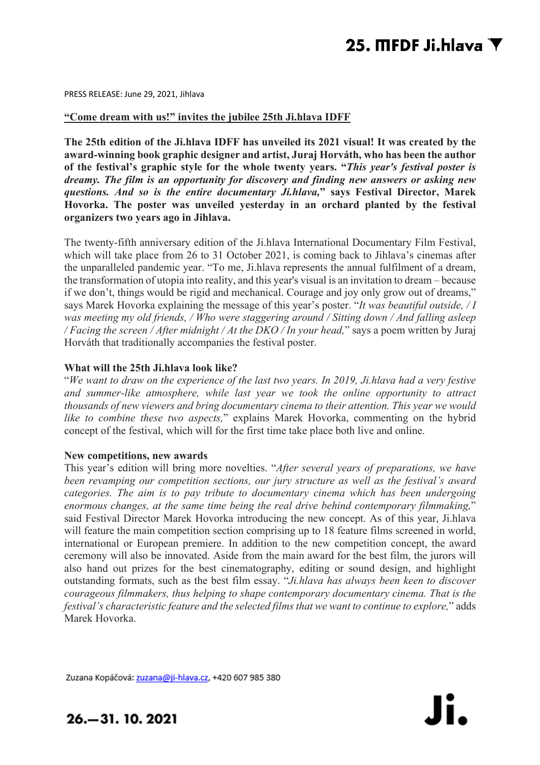PRESS RELEASE: June 29, 2021, Jihlava

**"Come dream with us!" invites the jubilee 25th Ji.hlava IDFF**

**The 25th edition of the Ji.hlava IDFF has unveiled its 2021 visual! It was created by the award-winning book graphic designer and artist, Juraj Horváth, who has been the author of the festival's graphic style for the whole twenty years. "*This year's festival poster is dreamy. The film is an opportunity for discovery and finding new answers or asking new questions. And so is the entire documentary Ji.hlava,*" says Festival Director, Marek Hovorka. The poster was unveiled yesterday in an orchard planted by the festival organizers two years ago in Jihlava.**

The twenty-fifth anniversary edition of the Ji.hlava International Documentary Film Festival, which will take place from 26 to 31 October 2021, is coming back to Jihlava's cinemas after the unparalleled pandemic year. "To me, Ji.hlava represents the annual fulfilment of a dream, the transformation of utopia into reality, and this year's visual is an invitation to dream – because if we don't, things would be rigid and mechanical. Courage and joy only grow out of dreams," says Marek Hovorka explaining the message of this year's poster. "*It was beautiful outside, / I was meeting my old friends, / Who were staggering around / Sitting down / And falling asleep / Facing the screen / After midnight / At the DKO / In your head,*" says a poem written by Juraj Horváth that traditionally accompanies the festival poster.

**What will the 25th Ji.hlava look like?**

"*We want to draw on the experience of the last two years. In 2019, Ji.hlava had a very festive and summer-like atmosphere, while last year we took the online opportunity to attract thousands of new viewers and bring documentary cinema to their attention. This year we would like to combine these two aspects,*" explains Marek Hovorka, commenting on the hybrid concept of the festival, which will for the first time take place both live and online.

**New competitions, new awards**

This year's edition will bring more novelties. "*After several years of preparations, we have been revamping our competition sections, our jury structure as well as the festival's award categories. The aim is to pay tribute to documentary cinema which has been undergoing enormous changes, at the same time being the real drive behind contemporary filmmaking,*" said Festival Director Marek Hovorka introducing the new concept. As of this year, Ji.hlava will feature the main competition section comprising up to 18 feature films screened in world, international or European premiere. In addition to the new competition concept, the award ceremony will also be innovated. Aside from the main award for the best film, the jurors will also hand out prizes for the best cinematography, editing or sound design, and highlight outstanding formats, such as the best film essay. "*Ji.hlava has always been keen to discover courageous filmmakers, thus helping to shape contemporary documentary cinema. That is the festival's characteristic feature and the selected films that we want to continue to explore,*" adds Marek Hovorka.

Zuzana Kopáčová: zuzana@ji-hlava.cz, +420 607 985 380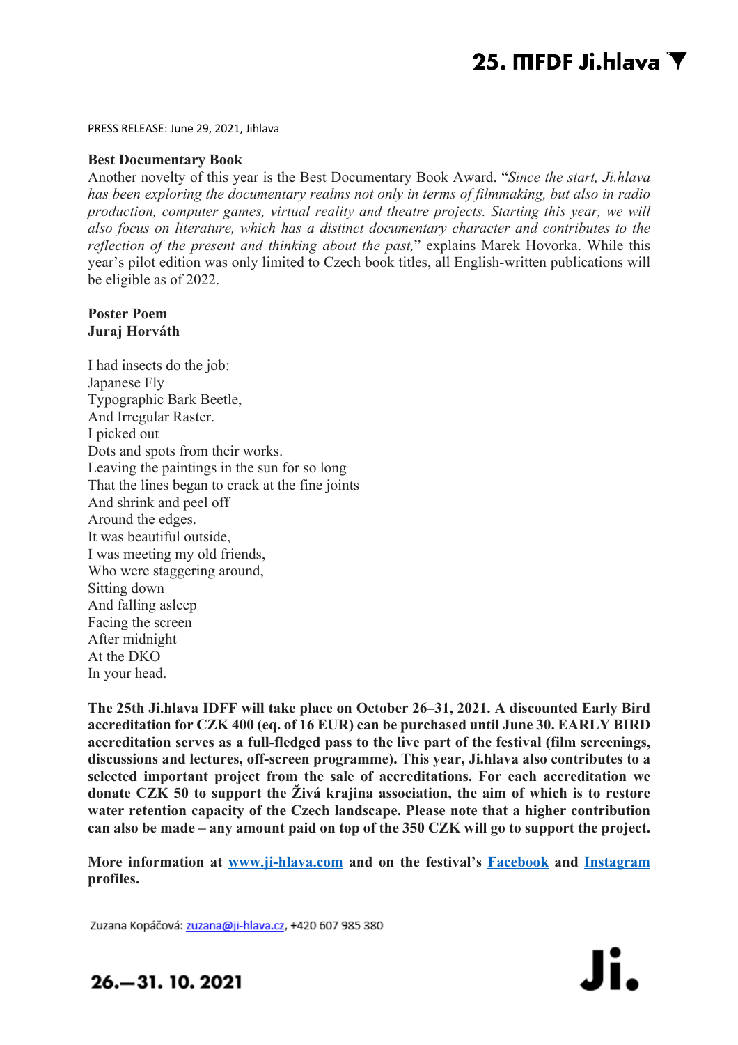PRESS RELEASE: June 29, 2021, Jihlava

**Best Documentary Book**

Another novelty of this year is the Best Documentary Book Award. "*Since the start, Ji.hlava has been exploring the documentary realms not only in terms of filmmaking, but also in radio production, computer games, virtual reality and theatre projects. Starting this year, we will also focus on literature, which has a distinct documentary character and contributes to the reflection of the present and thinking about the past,*" explains Marek Hovorka. While this year's pilot edition was only limited to Czech book titles, all English-written publications will be eligible as of 2022.

**Poster Poem**
**Juraj Horváth**

I had insects do the job:
Japanese Fly
Typographic Bark Beetle,
And Irregular Raster.
I picked out
Dots and spots from their works.
Leaving the paintings in the sun for so long
That the lines began to crack at the fine joints
And shrink and peel off
Around the edges.
It was beautiful outside,
I was meeting my old friends,
Who were staggering around,
Sitting down
And falling asleep
Facing the screen
After midnight
At the DKO
In your head.

**The 25th Ji.hlava IDFF will take place on October 26–31, 2021. A discounted Early Bird accreditation for CZK 400 (eq. of 16 EUR) can be purchased until June 30. EARLY BIRD accreditation serves as a full-fledged pass to the live part of the festival (film screenings, discussions and lectures, off-screen programme). This year, Ji.hlava also contributes to a selected important project from the sale of accreditations. For each accreditation we donate CZK 50 to support the Živá krajina association, the aim of which is to restore water retention capacity of the Czech landscape. Please note that a higher contribution can also be made – any amount paid on top of the 350 CZK will go to support the project.**

**More information at [www.ji-hlava.com](www.ji-hlava.com) and on the festival's Facebook and Instagram profiles.**

Zuzana Kopáčová: zuzana@ji-hlava.cz, +420 607 985 380